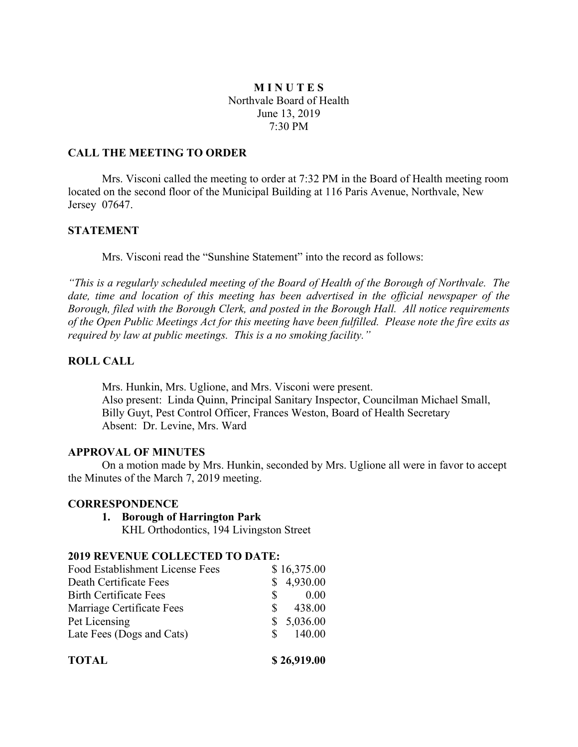# M I N U T E S

Northvale Board of Health
June 13, 2019
7:30 PM

## CALL THE MEETING TO ORDER

Mrs. Visconi called the meeting to order at 7:32 PM in the Board of Health meeting room located on the second floor of the Municipal Building at 116 Paris Avenue, Northvale, New Jersey 07647.

## STATEMENT

Mrs. Visconi read the "Sunshine Statement" into the record as follows:

*"This is a regularly scheduled meeting of the Board of Health of the Borough of Northvale. The date, time and location of this meeting has been advertised in the official newspaper of the Borough, filed with the Borough Clerk, and posted in the Borough Hall. All notice requirements of the Open Public Meetings Act for this meeting have been fulfilled. Please note the fire exits as required by law at public meetings. This is a no smoking facility."*

## ROLL CALL

Mrs. Hunkin, Mrs. Uglione, and Mrs. Visconi were present.
Also present: Linda Quinn, Principal Sanitary Inspector, Councilman Michael Small, Billy Guyt, Pest Control Officer, Frances Weston, Board of Health Secretary
Absent: Dr. Levine, Mrs. Ward

## APPROVAL OF MINUTES

On a motion made by Mrs. Hunkin, seconded by Mrs. Uglione all were in favor to accept the Minutes of the March 7, 2019 meeting.

## CORRESPONDENCE

1. **Borough of Harrington Park**
   KHL Orthodontics, 194 Livingston Street

## 2019 REVENUE COLLECTED TO DATE:

| | |
|---|---|
| Food Establishment License Fees | $ 16,375.00 |
| Death Certificate Fees | $ 4,930.00 |
| Birth Certificate Fees | $ 0.00 |
| Marriage Certificate Fees | $ 438.00 |
| Pet Licensing | $ 5,036.00 |
| Late Fees (Dogs and Cats) | $ 140.00 |
| **TOTAL** | **$ 26,919.00** |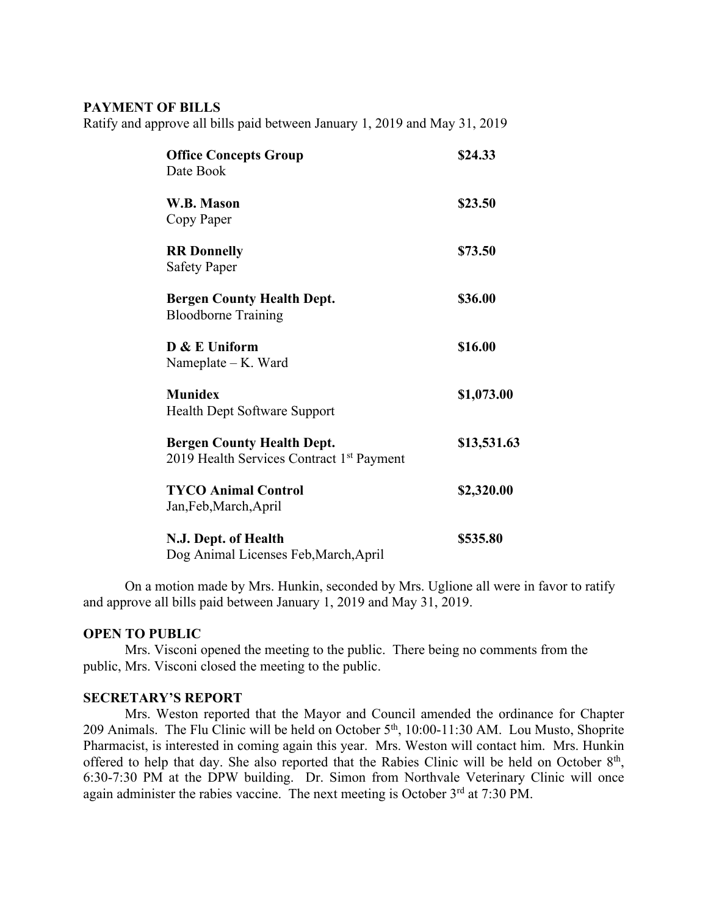**PAYMENT OF BILLS**

Ratify and approve all bills paid between January 1, 2019 and May 31, 2019

| | |
|---|---|
| **Office Concepts Group**<br>Date Book | **\$24.33** |
| **W.B. Mason**<br>Copy Paper | **\$23.50** |
| **RR Donnelly**<br>Safety Paper | **\$73.50** |
| **Bergen County Health Dept.**<br>Bloodborne Training | **\$36.00** |
| **D & E Uniform**<br>Nameplate – K. Ward | **\$16.00** |
| **Munidex**<br>Health Dept Software Support | **\$1,073.00** |
| **Bergen County Health Dept.**<br>2019 Health Services Contract 1st Payment | **\$13,531.63** |
| **TYCO Animal Control**<br>Jan,Feb,March,April | **\$2,320.00** |
| **N.J. Dept. of Health**<br>Dog Animal Licenses Feb,March,April | **\$535.80** |

On a motion made by Mrs. Hunkin, seconded by Mrs. Uglione all were in favor to ratify and approve all bills paid between January 1, 2019 and May 31, 2019.

**OPEN TO PUBLIC**

Mrs. Visconi opened the meeting to the public. There being no comments from the public, Mrs. Visconi closed the meeting to the public.

**SECRETARY'S REPORT**

Mrs. Weston reported that the Mayor and Council amended the ordinance for Chapter 209 Animals. The Flu Clinic will be held on October 5th, 10:00-11:30 AM. Lou Musto, Shoprite Pharmacist, is interested in coming again this year. Mrs. Weston will contact him. Mrs. Hunkin offered to help that day. She also reported that the Rabies Clinic will be held on October 8th, 6:30-7:30 PM at the DPW building. Dr. Simon from Northvale Veterinary Clinic will once again administer the rabies vaccine. The next meeting is October 3rd at 7:30 PM.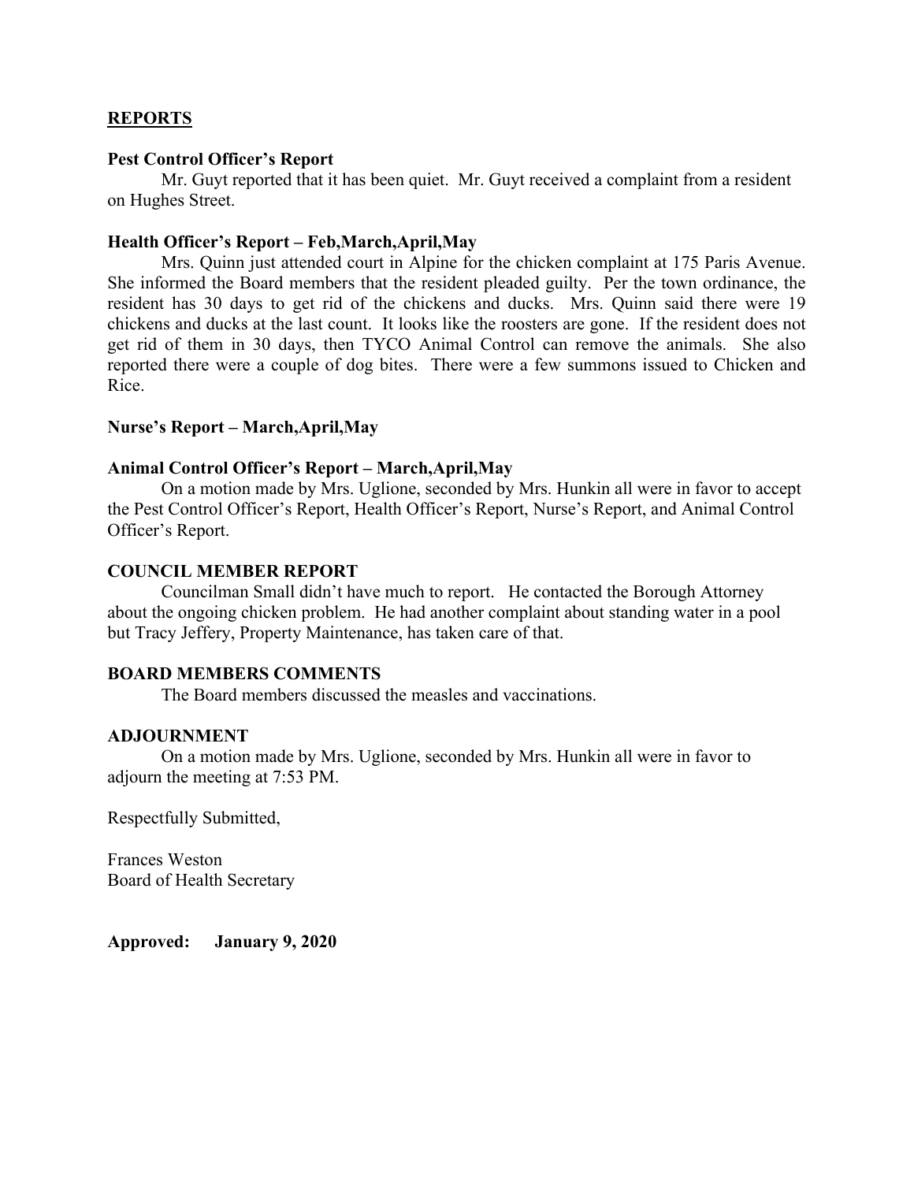## REPORTS

**Pest Control Officer's Report**

Mr. Guyt reported that it has been quiet. Mr. Guyt received a complaint from a resident on Hughes Street.

**Health Officer's Report – Feb,March,April,May**

Mrs. Quinn just attended court in Alpine for the chicken complaint at 175 Paris Avenue. She informed the Board members that the resident pleaded guilty. Per the town ordinance, the resident has 30 days to get rid of the chickens and ducks. Mrs. Quinn said there were 19 chickens and ducks at the last count. It looks like the roosters are gone. If the resident does not get rid of them in 30 days, then TYCO Animal Control can remove the animals. She also reported there were a couple of dog bites. There were a few summons issued to Chicken and Rice.

**Nurse's Report – March,April,May**

**Animal Control Officer's Report – March,April,May**

On a motion made by Mrs. Uglione, seconded by Mrs. Hunkin all were in favor to accept the Pest Control Officer's Report, Health Officer's Report, Nurse's Report, and Animal Control Officer's Report.

**COUNCIL MEMBER REPORT**

Councilman Small didn't have much to report. He contacted the Borough Attorney about the ongoing chicken problem. He had another complaint about standing water in a pool but Tracy Jeffery, Property Maintenance, has taken care of that.

**BOARD MEMBERS COMMENTS**

The Board members discussed the measles and vaccinations.

**ADJOURNMENT**

On a motion made by Mrs. Uglione, seconded by Mrs. Hunkin all were in favor to adjourn the meeting at 7:53 PM.

Respectfully Submitted,

Frances Weston
Board of Health Secretary

**Approved: January 9, 2020**